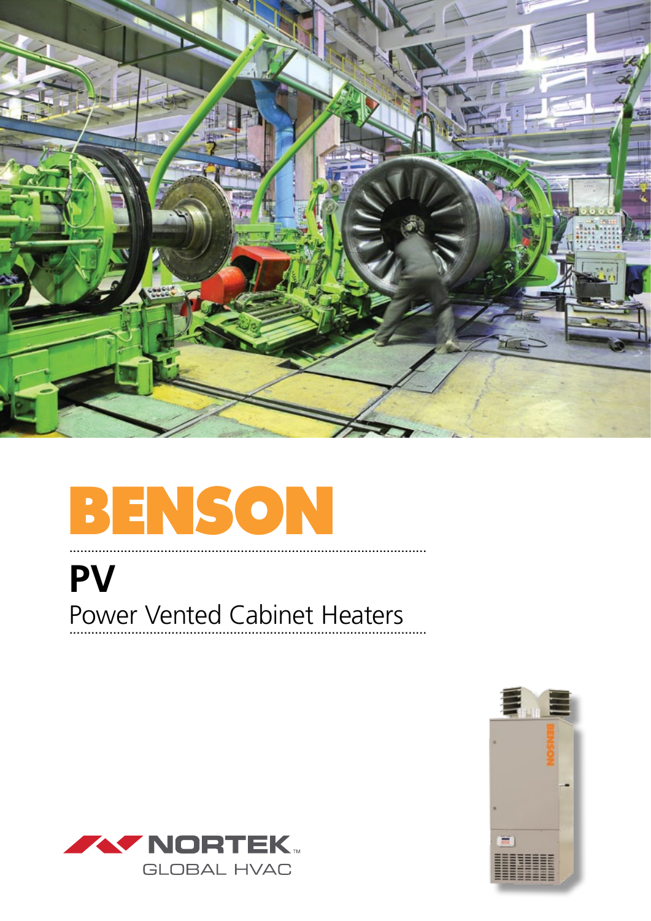# BENSON

## PV

Power Vented Cabinet Heaters

NORTEK™
GLOBAL HVAC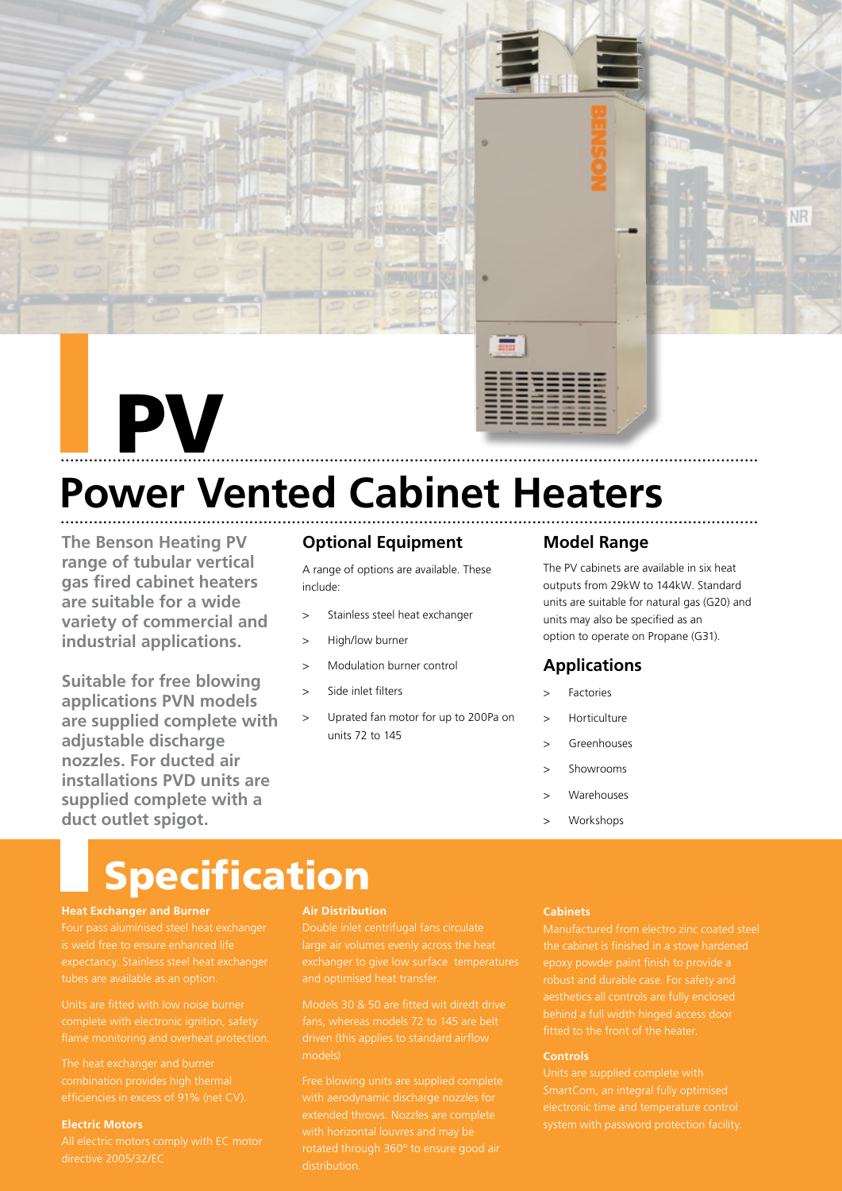# PV

## Power Vented Cabinet Heaters

**The Benson Heating PV range of tubular vertical gas fired cabinet heaters are suitable for a wide variety of commercial and industrial applications.**

**Suitable for free blowing applications PVN models are supplied complete with adjustable discharge nozzles. For ducted air installations PVD units are supplied complete with a duct outlet spigot.**

### Optional Equipment

A range of options are available. These include:

- Stainless steel heat exchanger
- High/low burner
- Modulation burner control
- Side inlet filters
- Uprated fan motor for up to 200Pa on units 72 to 145

### Model Range

The PV cabinets are available in six heat outputs from 29kW to 144kW. Standard units are suitable for natural gas (G20) and units may also be specified as an option to operate on Propane (G31).

### Applications

- Factories
- Horticulture
- Greenhouses
- Showrooms
- Warehouses
- Workshops

# Specification

#### Heat Exchanger and Burner

Four pass aluminised steel heat exchanger is weld free to ensure enhanced life expectancy. Stainless steel heat exchanger tubes are available as an option.

Units are fitted with low noise burner complete with electronic ignition, safety flame monitoring and overheat protection.

The heat exchanger and burner combination provides high thermal efficiencies in excess of 91% (net CV).

#### Electric Motors

All electric motors comply with EC motor directive 2005/32/EC

#### Air Distribution

Double inlet centrifugal fans circulate large air volumes evenly across the heat exchanger to give low surface temperatures and optimised heat transfer.

Models 30 & 50 are fitted wit diredt drive fans, whereas models 72 to 145 are belt driven (this applies to standard airflow models)

Free blowing units are supplied complete with aerodynamic discharge nozzles for extended throws. Nozzles are complete with horizontal louvres and may be rotated through 360° to ensure good air distribution.

#### Cabinets

Manufactured from electro zinc coated steel the cabinet is finished in a stove hardened epoxy powder paint finish to provide a robust and durable case. For safety and aesthetics all controls are fully enclosed behind a full width hinged access door fitted to the front of the heater.

#### Controls

Units are supplied complete with SmartCom, an integral fully optimised electronic time and temperature control system with password protection facility.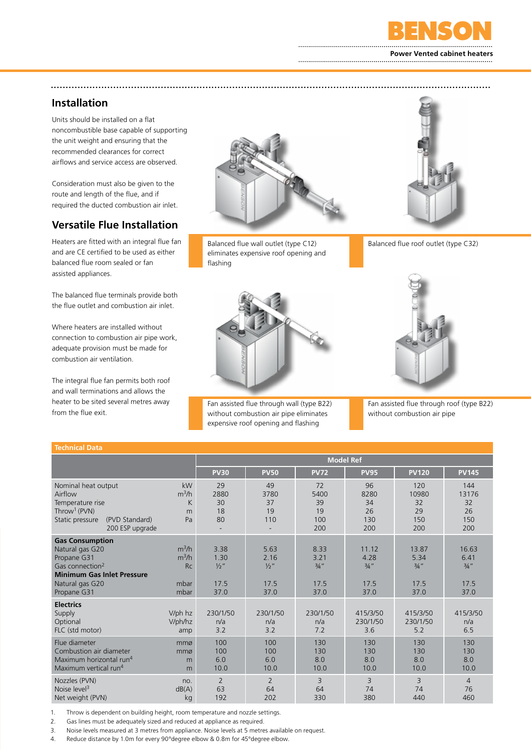# Installation

Units should be installed on a flat noncombustible base capable of supporting the unit weight and ensuring that the recommended clearances for correct airflows and service access are observed.

Consideration must also be given to the route and length of the flue, and if required the ducted combustion air inlet.

# Versatile Flue Installation

Heaters are fitted with an integral flue fan and are CE certified to be used as either balanced flue room sealed or fan assisted appliances.

The balanced flue terminals provide both the flue outlet and combustion air inlet.

Where heaters are installed without connection to combustion air pipe work, adequate provision must be made for combustion air ventilation.

The integral flue fan permits both roof and wall terminations and allows the heater to be sited several metres away from the flue exit.

Balanced flue wall outlet (type C12) eliminates expensive roof opening and flashing

Balanced flue roof outlet (type C32)

Fan assisted flue through wall (type B22) without combustion air pipe eliminates expensive roof opening and flashing

Fan assisted flue through roof (type B22) without combustion air pipe

## Technical Data

| | | Model Ref | | | | | |
|---|---|---|---|---|---|---|---|
| | | PV30 | PV50 | PV72 | PV95 | PV120 | PV145 |
| Nominal heat output | kW | 29 | 49 | 72 | 96 | 120 | 144 |
| Airflow | m³/h | 2880 | 3780 | 5400 | 8280 | 10980 | 13176 |
| Temperature rise | K | 30 | 37 | 39 | 34 | 32 | 32 |
| Throw[1] (PVN) | m | 18 | 19 | 19 | 26 | 29 | 26 |
| Static pressure (PVD Standard) | Pa | 80 | 110 | 100 | 130 | 150 | 150 |
| 200 ESP upgrade | | - | - | 200 | 200 | 200 | 200 |
| **Gas Consumption** | | | | | | | |
| Natural gas G20 | m³/h | 3.38 | 5.63 | 8.33 | 11.12 | 13.87 | 16.63 |
| Propane G31 | m³/h | 1.30 | 2.16 | 3.21 | 4.28 | 5.34 | 6.41 |
| Gas connection[2] | Rc | ½" | ½" | ¾" | ¾" | ¾" | ¾" |
| **Minimum Gas Inlet Pressure** | | | | | | | |
| Natural gas G20 | mbar | 17.5 | 17.5 | 17.5 | 17.5 | 17.5 | 17.5 |
| Propane G31 | mbar | 37.0 | 37.0 | 37.0 | 37.0 | 37.0 | 37.0 |
| **Electrics** | | | | | | | |
| Supply | V/ph hz | 230/1/50 | 230/1/50 | 230/1/50 | 415/3/50 | 415/3/50 | 415/3/50 |
| Optional | V/ph/hz | n/a | n/a | n/a | 230/1/50 | 230/1/50 | n/a |
| FLC (std motor) | amp | 3.2 | 3.2 | 7.2 | 3.6 | 5.2 | 6.5 |
| Flue diameter | mmø | 100 | 100 | 130 | 130 | 130 | 130 |
| Combustion air diameter | mmø | 100 | 100 | 130 | 130 | 130 | 130 |
| Maximum horizontal run[4] | m | 6.0 | 6.0 | 8.0 | 8.0 | 8.0 | 8.0 |
| Maximum vertical run[4] | m | 10.0 | 10.0 | 10.0 | 10.0 | 10.0 | 10.0 |
| Nozzles (PVN) | no. | 2 | 2 | 3 | 3 | 3 | 4 |
| Noise level[3] | dB(A) | 63 | 64 | 64 | 74 | 74 | 76 |
| Net weight (PVN) | kg | 192 | 202 | 330 | 380 | 440 | 460 |

1. Throw is dependent on building height, room temperature and nozzle settings.
2. Gas lines must be adequately sized and reduced at appliance as required.
3. Noise levels measured at 3 metres from appliance. Noise levels at 5 metres available on request.
4. Reduce distance by 1.0m for every 90°degree elbow & 0.8m for 45°degree elbow.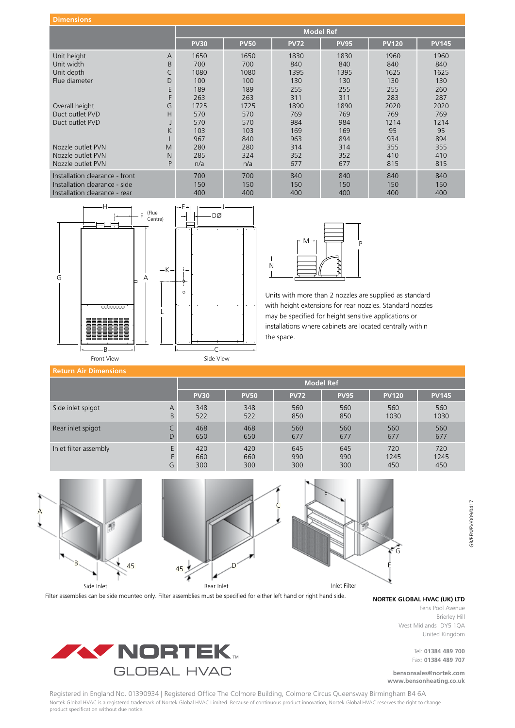## Dimensions

| | | Model Ref | | | | | |
|---|---|---|---|---|---|---|---|
| | | PV30 | PV50 | PV72 | PV95 | PV120 | PV145 |
| Unit height | A | 1650 | 1650 | 1830 | 1830 | 1960 | 1960 |
| Unit width | B | 700 | 700 | 840 | 840 | 840 | 840 |
| Unit depth | C | 1080 | 1080 | 1395 | 1395 | 1625 | 1625 |
| Flue diameter | D | 100 | 100 | 130 | 130 | 130 | 130 |
| | E | 189 | 189 | 255 | 255 | 255 | 260 |
| | F | 263 | 263 | 311 | 311 | 283 | 287 |
| Overall height | G | 1725 | 1725 | 1890 | 1890 | 2020 | 2020 |
| Duct outlet PVD | H | 570 | 570 | 769 | 769 | 769 | 769 |
| Duct outlet PVD | J | 570 | 570 | 984 | 984 | 1214 | 1214 |
| | K | 103 | 103 | 169 | 169 | 95 | 95 |
| | L | 967 | 840 | 963 | 894 | 934 | 894 |
| Nozzle outlet PVN | M | 280 | 280 | 314 | 314 | 355 | 355 |
| Nozzle outlet PVN | N | 285 | 324 | 352 | 352 | 410 | 410 |
| Nozzle outlet PVN | P | n/a | n/a | 677 | 677 | 815 | 815 |
| Installation clearance - front | | 700 | 700 | 840 | 840 | 840 | 840 |
| Installation clearance - side | | 150 | 150 | 150 | 150 | 150 | 150 |
| Installation clearance - rear | | 400 | 400 | 400 | 400 | 400 | 400 |

H
F (Flue Centre)
G
A
E
J
DØ
K
L
B
C
Front View
Side View

M
P
N

Units with more than 2 nozzles are supplied as standard with height extensions for rear nozzles. Standard nozzles may be specified for height sensitive applications or installations where cabinets are located centrally within the space.

## Return Air Dimensions

| | | Model Ref | | | | | |
|---|---|---|---|---|---|---|---|
| | | PV30 | PV50 | PV72 | PV95 | PV120 | PV145 |
| Side inlet spigot | A | 348 | 348 | 560 | 560 | 560 | 560 |
| | B | 522 | 522 | 850 | 850 | 1030 | 1030 |
| Rear inlet spigot | C | 468 | 468 | 560 | 560 | 560 | 560 |
| | D | 650 | 650 | 677 | 677 | 677 | 677 |
| Inlet filter assembly | E | 420 | 420 | 645 | 645 | 720 | 720 |
| | F | 660 | 660 | 990 | 990 | 1245 | 1245 |
| | G | 300 | 300 | 300 | 300 | 450 | 450 |

A
B
45
Side Inlet

C
45
D
Rear Inlet

F
G
E
Inlet Filter

Filter assemblies can be side mounted only. Filter assemblies must be specified for either left hand or right hand side.

GB/BEN/PV/009/0417

**NORTEK GLOBAL HVAC (UK) LTD**
Fens Pool Avenue
Brierley Hill
West Midlands DY5 1QA
United Kingdom

Tel: **01384 489 700**
Fax: **01384 489 707**

**bensonsales@nortek.com**
**www.bensonheating.co.uk**

NORTEK™ GLOBAL HVAC

Registered in England No. 01390934 | Registered Office The Colmore Building, Colmore Circus Queensway Birmingham B4 6A
Nortek Global HVAC is a registered trademark of Nortek Global HVAC Limited. Because of continuous product innovation, Nortek Global HVAC reserves the right to change product specification without due notice.